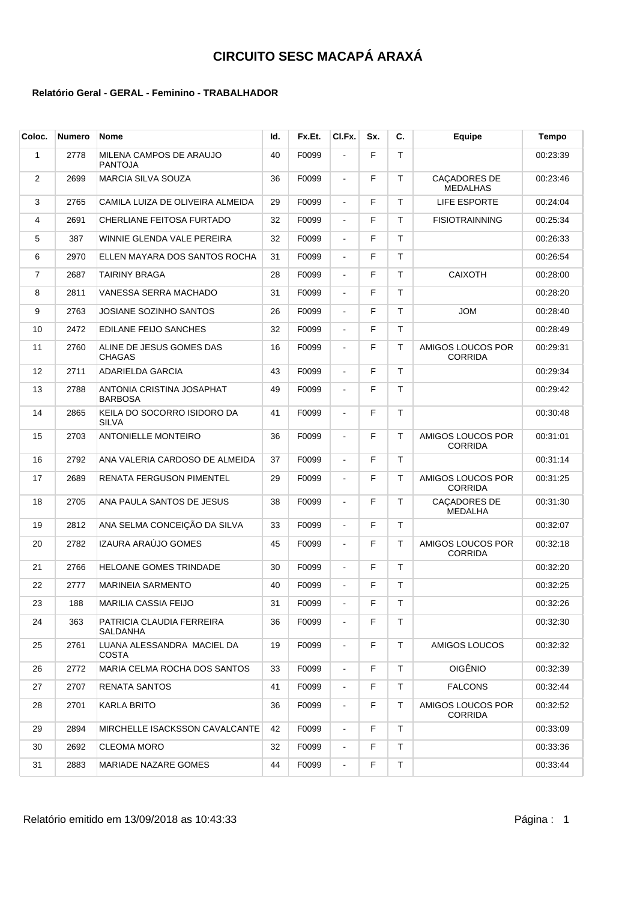# CIRCUITO SESC MACAPÁ ARAXÁ

**Relatório Geral - GERAL - Feminino - TRABALHADOR**

| Coloc. | Numero | Nome | Id. | Fx.Et. | Cl.Fx. | Sx. | C. | Equipe | Tempo |
|---|---|---|---|---|---|---|---|---|---|
| 1 | 2778 | MILENA CAMPOS DE ARAUJO PANTOJA | 40 | F0099 | - | F | T | | 00:23:39 |
| 2 | 2699 | MARCIA SILVA SOUZA | 36 | F0099 | - | F | T | CAÇADORES DE MEDALHAS | 00:23:46 |
| 3 | 2765 | CAMILA LUIZA DE OLIVEIRA ALMEIDA | 29 | F0099 | - | F | T | LIFE ESPORTE | 00:24:04 |
| 4 | 2691 | CHERLIANE FEITOSA FURTADO | 32 | F0099 | - | F | T | FISIOTRAINNING | 00:25:34 |
| 5 | 387 | WINNIE GLENDA VALE PEREIRA | 32 | F0099 | - | F | T | | 00:26:33 |
| 6 | 2970 | ELLEN MAYARA DOS SANTOS ROCHA | 31 | F0099 | - | F | T | | 00:26:54 |
| 7 | 2687 | TAIRINY BRAGA | 28 | F0099 | - | F | T | CAIXOTH | 00:28:00 |
| 8 | 2811 | VANESSA SERRA MACHADO | 31 | F0099 | - | F | T | | 00:28:20 |
| 9 | 2763 | JOSIANE SOZINHO SANTOS | 26 | F0099 | - | F | T | JOM | 00:28:40 |
| 10 | 2472 | EDILANE FEIJO SANCHES | 32 | F0099 | - | F | T | | 00:28:49 |
| 11 | 2760 | ALINE DE JESUS GOMES DAS CHAGAS | 16 | F0099 | - | F | T | AMIGOS LOUCOS POR CORRIDA | 00:29:31 |
| 12 | 2711 | ADARIELDA GARCIA | 43 | F0099 | - | F | T | | 00:29:34 |
| 13 | 2788 | ANTONIA CRISTINA JOSAPHAT BARBOSA | 49 | F0099 | - | F | T | | 00:29:42 |
| 14 | 2865 | KEILA DO SOCORRO ISIDORO DA SILVA | 41 | F0099 | - | F | T | | 00:30:48 |
| 15 | 2703 | ANTONIELLE MONTEIRO | 36 | F0099 | - | F | T | AMIGOS LOUCOS POR CORRIDA | 00:31:01 |
| 16 | 2792 | ANA VALERIA CARDOSO DE ALMEIDA | 37 | F0099 | - | F | T | | 00:31:14 |
| 17 | 2689 | RENATA FERGUSON PIMENTEL | 29 | F0099 | - | F | T | AMIGOS LOUCOS POR CORRIDA | 00:31:25 |
| 18 | 2705 | ANA PAULA SANTOS DE JESUS | 38 | F0099 | - | F | T | CAÇADORES DE MEDALHA | 00:31:30 |
| 19 | 2812 | ANA SELMA CONCEIÇÃO DA SILVA | 33 | F0099 | - | F | T | | 00:32:07 |
| 20 | 2782 | IZAURA ARAÚJO GOMES | 45 | F0099 | - | F | T | AMIGOS LOUCOS POR CORRIDA | 00:32:18 |
| 21 | 2766 | HELOANE GOMES TRINDADE | 30 | F0099 | - | F | T | | 00:32:20 |
| 22 | 2777 | MARINEIA SARMENTO | 40 | F0099 | - | F | T | | 00:32:25 |
| 23 | 188 | MARILIA CASSIA FEIJO | 31 | F0099 | - | F | T | | 00:32:26 |
| 24 | 363 | PATRICIA CLAUDIA FERREIRA SALDANHA | 36 | F0099 | - | F | T | | 00:32:30 |
| 25 | 2761 | LUANA ALESSANDRA MACIEL DA COSTA | 19 | F0099 | - | F | T | AMIGOS LOUCOS | 00:32:32 |
| 26 | 2772 | MARIA CELMA ROCHA DOS SANTOS | 33 | F0099 | - | F | T | OIGÊNIO | 00:32:39 |
| 27 | 2707 | RENATA SANTOS | 41 | F0099 | - | F | T | FALCONS | 00:32:44 |
| 28 | 2701 | KARLA BRITO | 36 | F0099 | - | F | T | AMIGOS LOUCOS POR CORRIDA | 00:32:52 |
| 29 | 2894 | MIRCHELLE ISACKSSON CAVALCANTE | 42 | F0099 | - | F | T | | 00:33:09 |
| 30 | 2692 | CLEOMA MORO | 32 | F0099 | - | F | T | | 00:33:36 |
| 31 | 2883 | MARIADE NAZARE GOMES | 44 | F0099 | - | F | T | | 00:33:44 |

Relatório emitido em 13/09/2018 as 10:43:33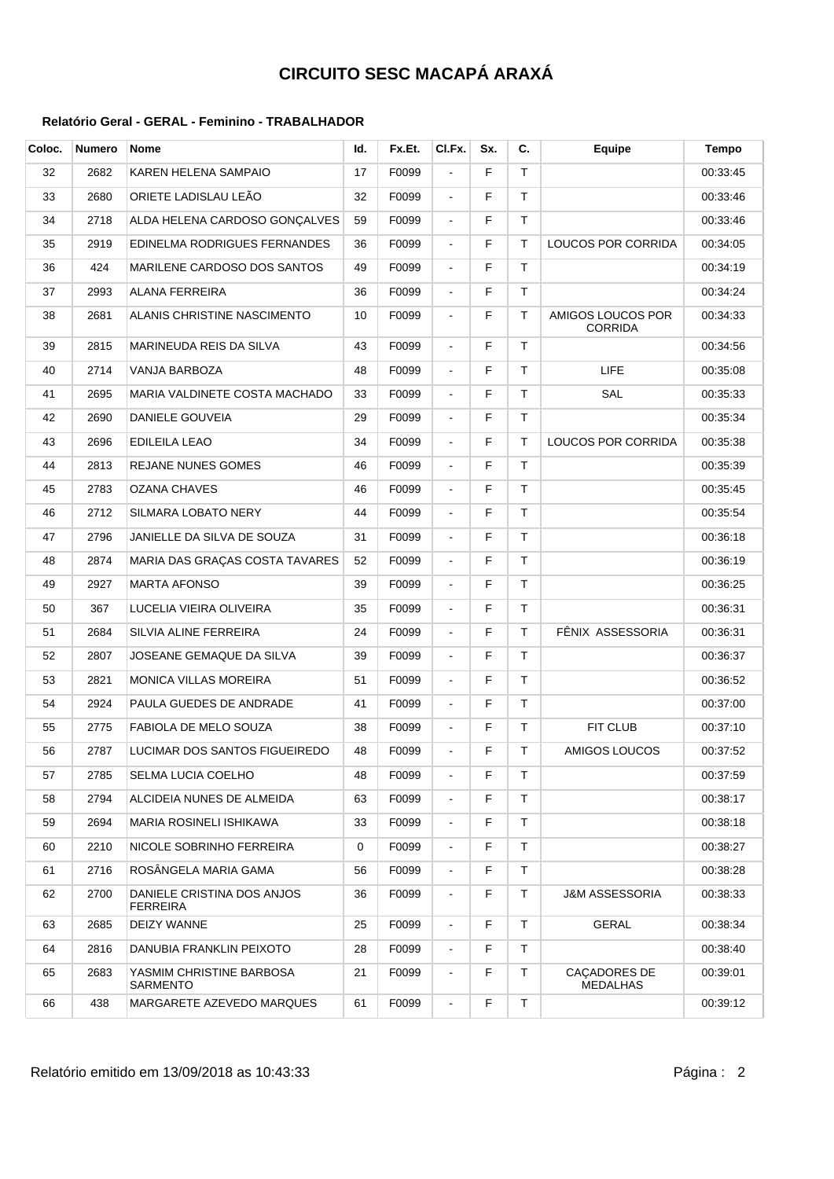# CIRCUITO SESC MACAPÁ ARAXÁ

**Relatório Geral - GERAL - Feminino - TRABALHADOR**

| Coloc. | Numero | Nome | Id. | Fx.Et. | Cl.Fx. | Sx. | C. | Equipe | Tempo |
|---|---|---|---|---|---|---|---|---|---|
| 32 | 2682 | KAREN HELENA SAMPAIO | 17 | F0099 | - | F | T | | 00:33:45 |
| 33 | 2680 | ORIETE LADISLAU LEÃO | 32 | F0099 | - | F | T | | 00:33:46 |
| 34 | 2718 | ALDA HELENA CARDOSO GONÇALVES | 59 | F0099 | - | F | T | | 00:33:46 |
| 35 | 2919 | EDINELMA RODRIGUES FERNANDES | 36 | F0099 | - | F | T | LOUCOS POR CORRIDA | 00:34:05 |
| 36 | 424 | MARILENE CARDOSO DOS SANTOS | 49 | F0099 | - | F | T | | 00:34:19 |
| 37 | 2993 | ALANA FERREIRA | 36 | F0099 | - | F | T | | 00:34:24 |
| 38 | 2681 | ALANIS CHRISTINE NASCIMENTO | 10 | F0099 | - | F | T | AMIGOS LOUCOS POR CORRIDA | 00:34:33 |
| 39 | 2815 | MARINEUDA REIS DA SILVA | 43 | F0099 | - | F | T | | 00:34:56 |
| 40 | 2714 | VANJA BARBOZA | 48 | F0099 | - | F | T | LIFE | 00:35:08 |
| 41 | 2695 | MARIA VALDINETE COSTA MACHADO | 33 | F0099 | - | F | T | SAL | 00:35:33 |
| 42 | 2690 | DANIELE GOUVEIA | 29 | F0099 | - | F | T | | 00:35:34 |
| 43 | 2696 | EDILEILA LEAO | 34 | F0099 | - | F | T | LOUCOS POR CORRIDA | 00:35:38 |
| 44 | 2813 | REJANE NUNES GOMES | 46 | F0099 | - | F | T | | 00:35:39 |
| 45 | 2783 | OZANA CHAVES | 46 | F0099 | - | F | T | | 00:35:45 |
| 46 | 2712 | SILMARA LOBATO NERY | 44 | F0099 | - | F | T | | 00:35:54 |
| 47 | 2796 | JANIELLE DA SILVA DE SOUZA | 31 | F0099 | - | F | T | | 00:36:18 |
| 48 | 2874 | MARIA DAS GRAÇAS COSTA TAVARES | 52 | F0099 | - | F | T | | 00:36:19 |
| 49 | 2927 | MARTA AFONSO | 39 | F0099 | - | F | T | | 00:36:25 |
| 50 | 367 | LUCELIA VIEIRA OLIVEIRA | 35 | F0099 | - | F | T | | 00:36:31 |
| 51 | 2684 | SILVIA ALINE FERREIRA | 24 | F0099 | - | F | T | FÊNIX ASSESSORIA | 00:36:31 |
| 52 | 2807 | JOSEANE GEMAQUE DA SILVA | 39 | F0099 | - | F | T | | 00:36:37 |
| 53 | 2821 | MONICA VILLAS MOREIRA | 51 | F0099 | - | F | T | | 00:36:52 |
| 54 | 2924 | PAULA GUEDES DE ANDRADE | 41 | F0099 | - | F | T | | 00:37:00 |
| 55 | 2775 | FABIOLA DE MELO SOUZA | 38 | F0099 | - | F | T | FIT CLUB | 00:37:10 |
| 56 | 2787 | LUCIMAR DOS SANTOS FIGUEIREDO | 48 | F0099 | - | F | T | AMIGOS LOUCOS | 00:37:52 |
| 57 | 2785 | SELMA LUCIA COELHO | 48 | F0099 | - | F | T | | 00:37:59 |
| 58 | 2794 | ALCIDEIA NUNES DE ALMEIDA | 63 | F0099 | - | F | T | | 00:38:17 |
| 59 | 2694 | MARIA ROSINELI ISHIKAWA | 33 | F0099 | - | F | T | | 00:38:18 |
| 60 | 2210 | NICOLE SOBRINHO FERREIRA | 0 | F0099 | - | F | T | | 00:38:27 |
| 61 | 2716 | ROSÂNGELA MARIA GAMA | 56 | F0099 | - | F | T | | 00:38:28 |
| 62 | 2700 | DANIELE CRISTINA DOS ANJOS FERREIRA | 36 | F0099 | - | F | T | J&M ASSESSORIA | 00:38:33 |
| 63 | 2685 | DEIZY WANNE | 25 | F0099 | - | F | T | GERAL | 00:38:34 |
| 64 | 2816 | DANUBIA FRANKLIN PEIXOTO | 28 | F0099 | - | F | T | | 00:38:40 |
| 65 | 2683 | YASMIM CHRISTINE BARBOSA SARMENTO | 21 | F0099 | - | F | T | CAÇADORES DE MEDALHAS | 00:39:01 |
| 66 | 438 | MARGARETE AZEVEDO MARQUES | 61 | F0099 | - | F | T | | 00:39:12 |

Relatório emitido em 13/09/2018 as 10:43:33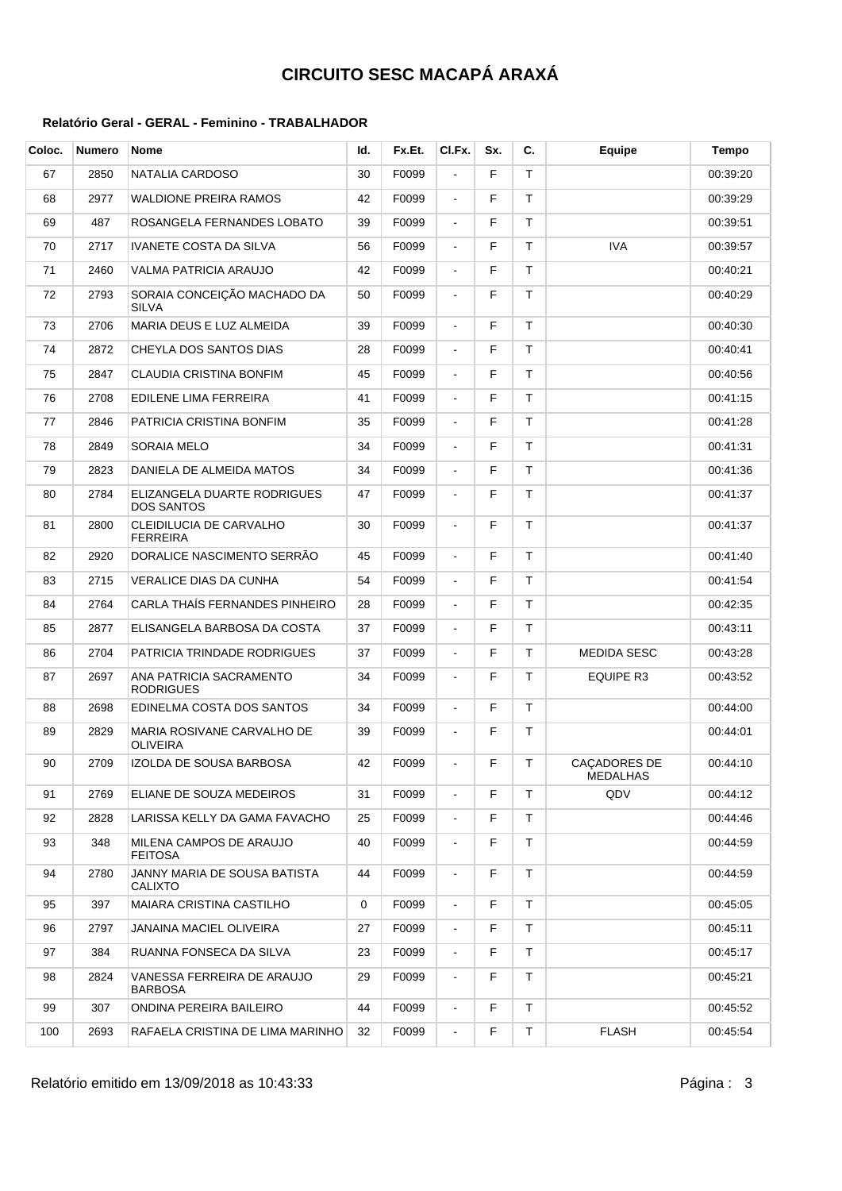# CIRCUITO SESC MACAPÁ ARAXÁ

**Relatório Geral - GERAL - Feminino - TRABALHADOR**

| Coloc. | Numero | Nome | Id. | Fx.Et. | Cl.Fx. | Sx. | C. | Equipe | Tempo |
|---|---|---|---|---|---|---|---|---|---|
| 67 | 2850 | NATALIA CARDOSO | 30 | F0099 | - | F | T | | 00:39:20 |
| 68 | 2977 | WALDIONE PREIRA RAMOS | 42 | F0099 | - | F | T | | 00:39:29 |
| 69 | 487 | ROSANGELA FERNANDES LOBATO | 39 | F0099 | - | F | T | | 00:39:51 |
| 70 | 2717 | IVANETE COSTA DA SILVA | 56 | F0099 | - | F | T | IVA | 00:39:57 |
| 71 | 2460 | VALMA PATRICIA ARAUJO | 42 | F0099 | - | F | T | | 00:40:21 |
| 72 | 2793 | SORAIA CONCEIÇÃO MACHADO DA SILVA | 50 | F0099 | - | F | T | | 00:40:29 |
| 73 | 2706 | MARIA DEUS E LUZ ALMEIDA | 39 | F0099 | - | F | T | | 00:40:30 |
| 74 | 2872 | CHEYLA DOS SANTOS DIAS | 28 | F0099 | - | F | T | | 00:40:41 |
| 75 | 2847 | CLAUDIA CRISTINA BONFIM | 45 | F0099 | - | F | T | | 00:40:56 |
| 76 | 2708 | EDILENE LIMA FERREIRA | 41 | F0099 | - | F | T | | 00:41:15 |
| 77 | 2846 | PATRICIA CRISTINA BONFIM | 35 | F0099 | - | F | T | | 00:41:28 |
| 78 | 2849 | SORAIA MELO | 34 | F0099 | - | F | T | | 00:41:31 |
| 79 | 2823 | DANIELA DE ALMEIDA MATOS | 34 | F0099 | - | F | T | | 00:41:36 |
| 80 | 2784 | ELIZANGELA DUARTE RODRIGUES DOS SANTOS | 47 | F0099 | - | F | T | | 00:41:37 |
| 81 | 2800 | CLEIDILUCIA DE CARVALHO FERREIRA | 30 | F0099 | - | F | T | | 00:41:37 |
| 82 | 2920 | DORALICE NASCIMENTO SERRÃO | 45 | F0099 | - | F | T | | 00:41:40 |
| 83 | 2715 | VERALICE DIAS DA CUNHA | 54 | F0099 | - | F | T | | 00:41:54 |
| 84 | 2764 | CARLA THAÍS FERNANDES PINHEIRO | 28 | F0099 | - | F | T | | 00:42:35 |
| 85 | 2877 | ELISANGELA BARBOSA DA COSTA | 37 | F0099 | - | F | T | | 00:43:11 |
| 86 | 2704 | PATRICIA TRINDADE RODRIGUES | 37 | F0099 | - | F | T | MEDIDA SESC | 00:43:28 |
| 87 | 2697 | ANA PATRICIA SACRAMENTO RODRIGUES | 34 | F0099 | - | F | T | EQUIPE R3 | 00:43:52 |
| 88 | 2698 | EDINELMA COSTA DOS SANTOS | 34 | F0099 | - | F | T | | 00:44:00 |
| 89 | 2829 | MARIA ROSIVANE CARVALHO DE OLIVEIRA | 39 | F0099 | - | F | T | | 00:44:01 |
| 90 | 2709 | IZOLDA DE SOUSA BARBOSA | 42 | F0099 | - | F | T | CAÇADORES DE MEDALHAS | 00:44:10 |
| 91 | 2769 | ELIANE DE SOUZA MEDEIROS | 31 | F0099 | - | F | T | QDV | 00:44:12 |
| 92 | 2828 | LARISSA KELLY DA GAMA FAVACHO | 25 | F0099 | - | F | T | | 00:44:46 |
| 93 | 348 | MILENA CAMPOS DE ARAUJO FEITOSA | 40 | F0099 | - | F | T | | 00:44:59 |
| 94 | 2780 | JANNY MARIA DE SOUSA BATISTA CALIXTO | 44 | F0099 | - | F | T | | 00:44:59 |
| 95 | 397 | MAIARA CRISTINA CASTILHO | 0 | F0099 | - | F | T | | 00:45:05 |
| 96 | 2797 | JANAINA MACIEL OLIVEIRA | 27 | F0099 | - | F | T | | 00:45:11 |
| 97 | 384 | RUANNA FONSECA DA SILVA | 23 | F0099 | - | F | T | | 00:45:17 |
| 98 | 2824 | VANESSA FERREIRA DE ARAUJO BARBOSA | 29 | F0099 | - | F | T | | 00:45:21 |
| 99 | 307 | ONDINA PEREIRA BAILEIRO | 44 | F0099 | - | F | T | | 00:45:52 |
| 100 | 2693 | RAFAELA CRISTINA DE LIMA MARINHO | 32 | F0099 | - | F | T | FLASH | 00:45:54 |

Relatório emitido em 13/09/2018 as 10:43:33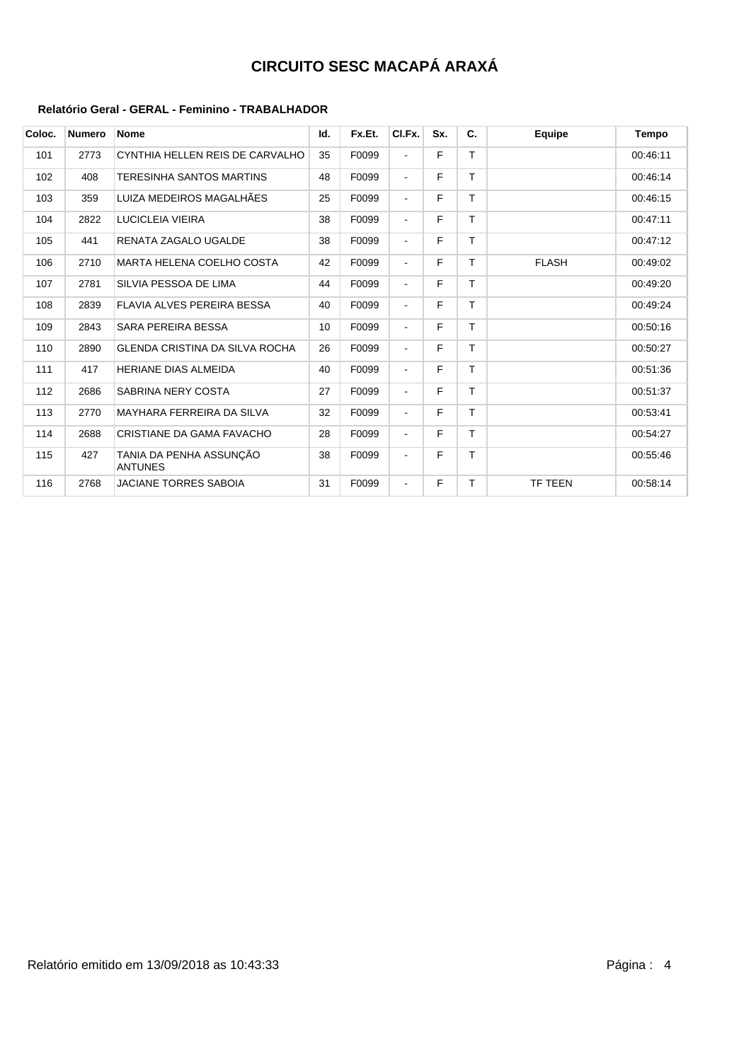# CIRCUITO SESC MACAPÁ ARAXÁ

**Relatório Geral - GERAL - Feminino - TRABALHADOR**

| Coloc. | Numero | Nome | Id. | Fx.Et. | Cl.Fx. | Sx. | C. | Equipe | Tempo |
|---|---|---|---|---|---|---|---|---|---|
| 101 | 2773 | CYNTHIA HELLEN REIS DE CARVALHO | 35 | F0099 | - | F | T | | 00:46:11 |
| 102 | 408 | TERESINHA SANTOS MARTINS | 48 | F0099 | - | F | T | | 00:46:14 |
| 103 | 359 | LUIZA MEDEIROS MAGALHÃES | 25 | F0099 | - | F | T | | 00:46:15 |
| 104 | 2822 | LUCICLEIA VIEIRA | 38 | F0099 | - | F | T | | 00:47:11 |
| 105 | 441 | RENATA ZAGALO UGALDE | 38 | F0099 | - | F | T | | 00:47:12 |
| 106 | 2710 | MARTA HELENA COELHO COSTA | 42 | F0099 | - | F | T | FLASH | 00:49:02 |
| 107 | 2781 | SILVIA PESSOA DE LIMA | 44 | F0099 | - | F | T | | 00:49:20 |
| 108 | 2839 | FLAVIA ALVES PEREIRA BESSA | 40 | F0099 | - | F | T | | 00:49:24 |
| 109 | 2843 | SARA PEREIRA BESSA | 10 | F0099 | - | F | T | | 00:50:16 |
| 110 | 2890 | GLENDA CRISTINA DA SILVA ROCHA | 26 | F0099 | - | F | T | | 00:50:27 |
| 111 | 417 | HERIANE DIAS ALMEIDA | 40 | F0099 | - | F | T | | 00:51:36 |
| 112 | 2686 | SABRINA NERY COSTA | 27 | F0099 | - | F | T | | 00:51:37 |
| 113 | 2770 | MAYHARA FERREIRA DA SILVA | 32 | F0099 | - | F | T | | 00:53:41 |
| 114 | 2688 | CRISTIANE DA GAMA FAVACHO | 28 | F0099 | - | F | T | | 00:54:27 |
| 115 | 427 | TANIA DA PENHA ASSUNÇÃO ANTUNES | 38 | F0099 | - | F | T | | 00:55:46 |
| 116 | 2768 | JACIANE TORRES SABOIA | 31 | F0099 | - | F | T | TF TEEN | 00:58:14 |

Relatório emitido em 13/09/2018 as 10:43:33